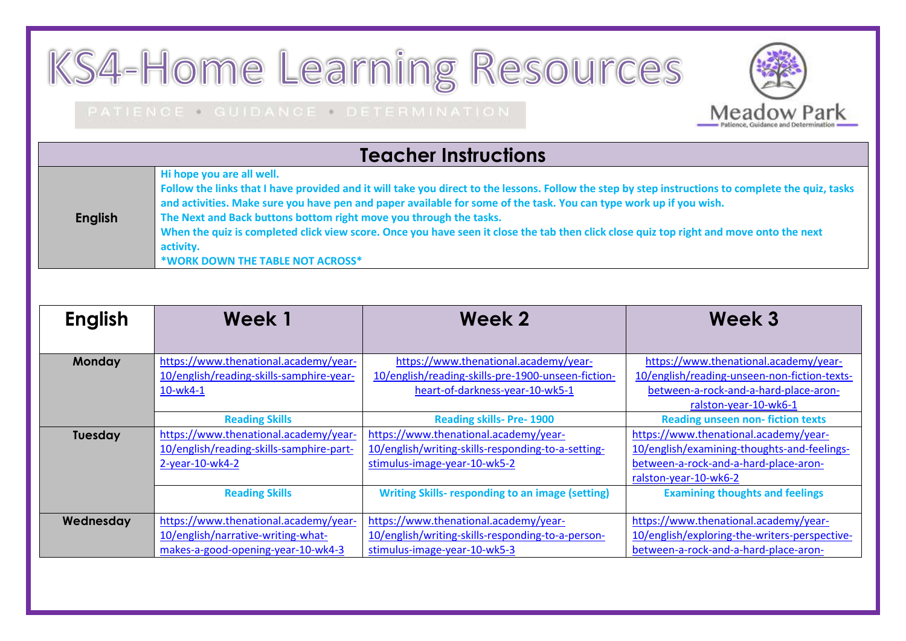# KS4-Home Learning Resources

PATIENCE • GUIDANCE • DETERMINATION

Meadow Park
Patience, Guidance and Determination

| Teacher Instructions | |
|---|---|
| **English** | **Hi hope you are all well.**<br>**Follow the links that I have provided and it will take you direct to the lessons. Follow the step by step instructions to complete the quiz, tasks and activities. Make sure you have pen and paper available for some of the task. You can type work up if you wish.**<br>**The Next and Back buttons bottom right move you through the tasks.**<br>**When the quiz is completed click view score. Once you have seen it close the tab then click close quiz top right and move onto the next activity.**<br>***WORK DOWN THE TABLE NOT ACROSS*** |

| English | Week 1 | Week 2 | Week 3 |
|---|---|---|---|
| **Monday** | https://www.thenational.academy/year-10/english/reading-skills-samphire-year-10-wk4-1 | https://www.thenational.academy/year-10/english/reading-skills-pre-1900-unseen-fiction-heart-of-darkness-year-10-wk5-1 | https://www.thenational.academy/year-10/english/reading-unseen-non-fiction-texts-between-a-rock-and-a-hard-place-aron-ralston-year-10-wk6-1 |
| | **Reading Skills** | **Reading skills- Pre- 1900** | **Reading unseen non- fiction texts** |
| **Tuesday** | https://www.thenational.academy/year-10/english/reading-skills-samphire-part-2-year-10-wk4-2 | https://www.thenational.academy/year-10/english/writing-skills-responding-to-a-setting-stimulus-image-year-10-wk5-2 | https://www.thenational.academy/year-10/english/examining-thoughts-and-feelings-between-a-rock-and-a-hard-place-aron-ralston-year-10-wk6-2 |
| | **Reading Skills** | **Writing Skills- responding to an image (setting)** | **Examining thoughts and feelings** |
| **Wednesday** | https://www.thenational.academy/year-10/english/narrative-writing-what-makes-a-good-opening-year-10-wk4-3 | https://www.thenational.academy/year-10/english/writing-skills-responding-to-a-person-stimulus-image-year-10-wk5-3 | https://www.thenational.academy/year-10/english/exploring-the-writers-perspective-between-a-rock-and-a-hard-place-aron- |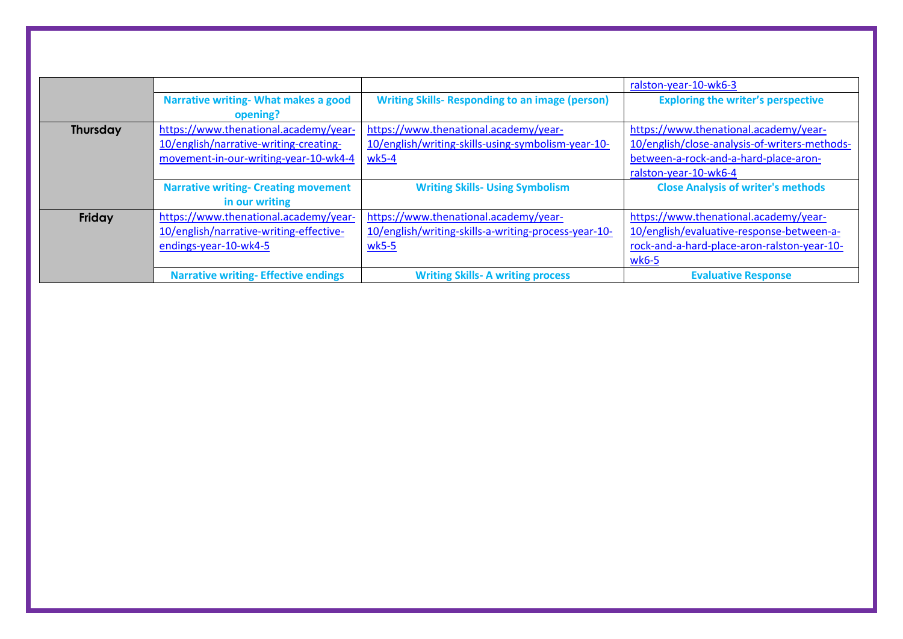| | | | |
|---|---|---|---|
| | | | ralston-year-10-wk6-3 |
| | **Narrative writing- What makes a good opening?** | **Writing Skills- Responding to an image (person)** | **Exploring the writer's perspective** |
| **Thursday** | https://www.thenational.academy/year-10/english/narrative-writing-creating-movement-in-our-writing-year-10-wk4-4 | https://www.thenational.academy/year-10/english/writing-skills-using-symbolism-year-10-wk5-4 | https://www.thenational.academy/year-10/english/close-analysis-of-writers-methods-between-a-rock-and-a-hard-place-aron-ralston-year-10-wk6-4 |
| | **Narrative writing- Creating movement in our writing** | **Writing Skills- Using Symbolism** | **Close Analysis of writer's methods** |
| **Friday** | https://www.thenational.academy/year-10/english/narrative-writing-effective-endings-year-10-wk4-5 | https://www.thenational.academy/year-10/english/writing-skills-a-writing-process-year-10-wk5-5 | https://www.thenational.academy/year-10/english/evaluative-response-between-a-rock-and-a-hard-place-aron-ralston-year-10-wk6-5 |
| | **Narrative writing- Effective endings** | **Writing Skills- A writing process** | **Evaluative Response** |